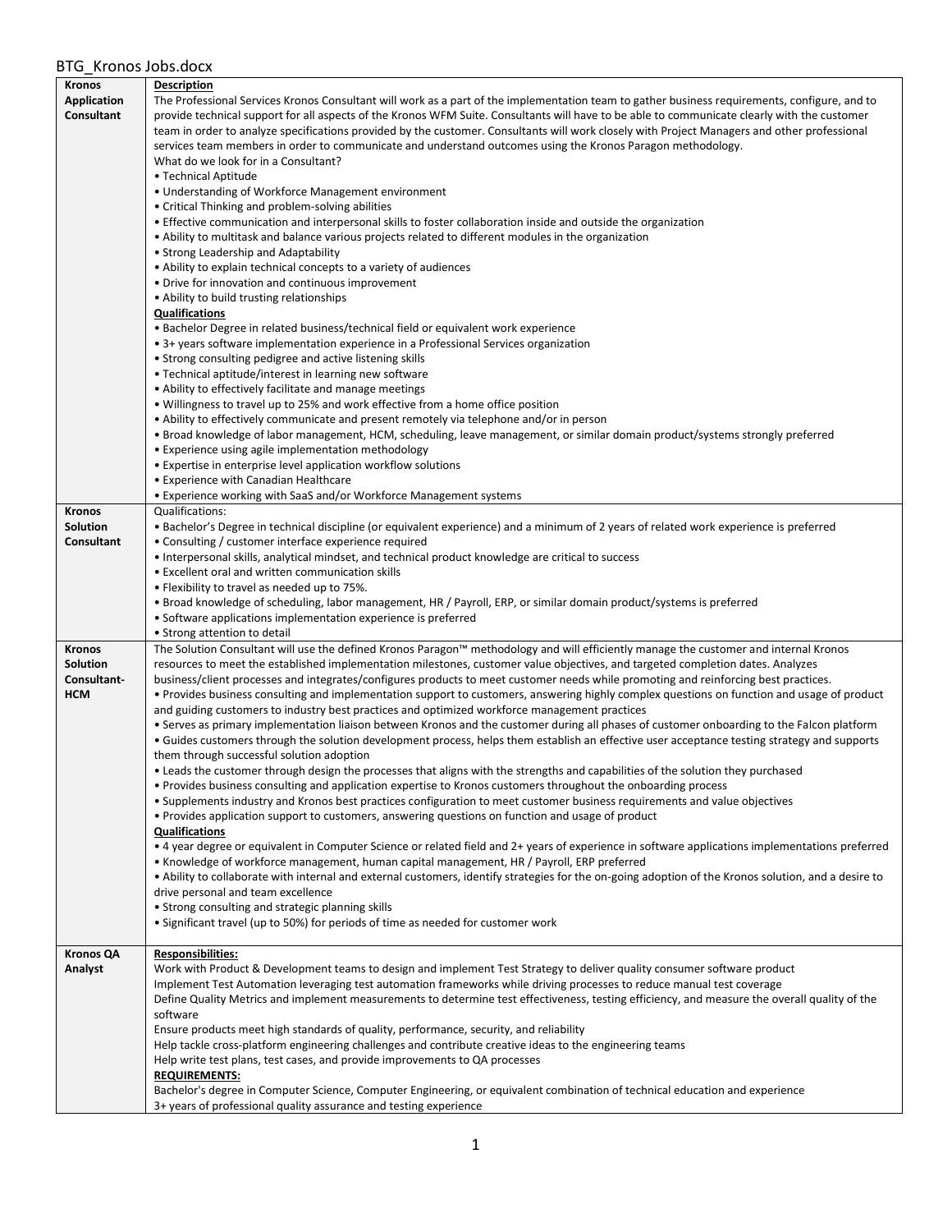BTG_Kronos Jobs.docx

| | |
|---|---|
| **Kronos Application Consultant** | **Description**<br>The Professional Services Kronos Consultant will work as a part of the implementation team to gather business requirements, configure, and to provide technical support for all aspects of the Kronos WFM Suite. Consultants will have to be able to communicate clearly with the customer team in order to analyze specifications provided by the customer. Consultants will work closely with Project Managers and other professional services team members in order to communicate and understand outcomes using the Kronos Paragon methodology.<br>What do we look for in a Consultant?<br>• Technical Aptitude<br>• Understanding of Workforce Management environment<br>• Critical Thinking and problem-solving abilities<br>• Effective communication and interpersonal skills to foster collaboration inside and outside the organization<br>• Ability to multitask and balance various projects related to different modules in the organization<br>• Strong Leadership and Adaptability<br>• Ability to explain technical concepts to a variety of audiences<br>• Drive for innovation and continuous improvement<br>• Ability to build trusting relationships<br>**Qualifications**<br>• Bachelor Degree in related business/technical field or equivalent work experience<br>• 3+ years software implementation experience in a Professional Services organization<br>• Strong consulting pedigree and active listening skills<br>• Technical aptitude/interest in learning new software<br>• Ability to effectively facilitate and manage meetings<br>• Willingness to travel up to 25% and work effective from a home office position<br>• Ability to effectively communicate and present remotely via telephone and/or in person<br>• Broad knowledge of labor management, HCM, scheduling, leave management, or similar domain product/systems strongly preferred<br>• Experience using agile implementation methodology<br>• Expertise in enterprise level application workflow solutions<br>• Experience with Canadian Healthcare<br>• Experience working with SaaS and/or Workforce Management systems |
| **Kronos Solution Consultant** | Qualifications:<br>• Bachelor's Degree in technical discipline (or equivalent experience) and a minimum of 2 years of related work experience is preferred<br>• Consulting / customer interface experience required<br>• Interpersonal skills, analytical mindset, and technical product knowledge are critical to success<br>• Excellent oral and written communication skills<br>• Flexibility to travel as needed up to 75%.<br>• Broad knowledge of scheduling, labor management, HR / Payroll, ERP, or similar domain product/systems is preferred<br>• Software applications implementation experience is preferred<br>• Strong attention to detail |
| **Kronos Solution Consultant-HCM** | The Solution Consultant will use the defined Kronos Paragon™ methodology and will efficiently manage the customer and internal Kronos resources to meet the established implementation milestones, customer value objectives, and targeted completion dates. Analyzes business/client processes and integrates/configures products to meet customer needs while promoting and reinforcing best practices.<br>• Provides business consulting and implementation support to customers, answering highly complex questions on function and usage of product and guiding customers to industry best practices and optimized workforce management practices<br>• Serves as primary implementation liaison between Kronos and the customer during all phases of customer onboarding to the Falcon platform<br>• Guides customers through the solution development process, helps them establish an effective user acceptance testing strategy and supports them through successful solution adoption<br>• Leads the customer through design the processes that aligns with the strengths and capabilities of the solution they purchased<br>• Provides business consulting and application expertise to Kronos customers throughout the onboarding process<br>• Supplements industry and Kronos best practices configuration to meet customer business requirements and value objectives<br>• Provides application support to customers, answering questions on function and usage of product<br>**Qualifications**<br>• 4 year degree or equivalent in Computer Science or related field and 2+ years of experience in software applications implementations preferred<br>• Knowledge of workforce management, human capital management, HR / Payroll, ERP preferred<br>• Ability to collaborate with internal and external customers, identify strategies for the on-going adoption of the Kronos solution, and a desire to drive personal and team excellence<br>• Strong consulting and strategic planning skills<br>• Significant travel (up to 50%) for periods of time as needed for customer work |
| **Kronos QA Analyst** | **Responsibilities:**<br>Work with Product & Development teams to design and implement Test Strategy to deliver quality consumer software product<br>Implement Test Automation leveraging test automation frameworks while driving processes to reduce manual test coverage<br>Define Quality Metrics and implement measurements to determine test effectiveness, testing efficiency, and measure the overall quality of the software<br>Ensure products meet high standards of quality, performance, security, and reliability<br>Help tackle cross-platform engineering challenges and contribute creative ideas to the engineering teams<br>Help write test plans, test cases, and provide improvements to QA processes<br>**REQUIREMENTS:**<br>Bachelor's degree in Computer Science, Computer Engineering, or equivalent combination of technical education and experience<br>3+ years of professional quality assurance and testing experience |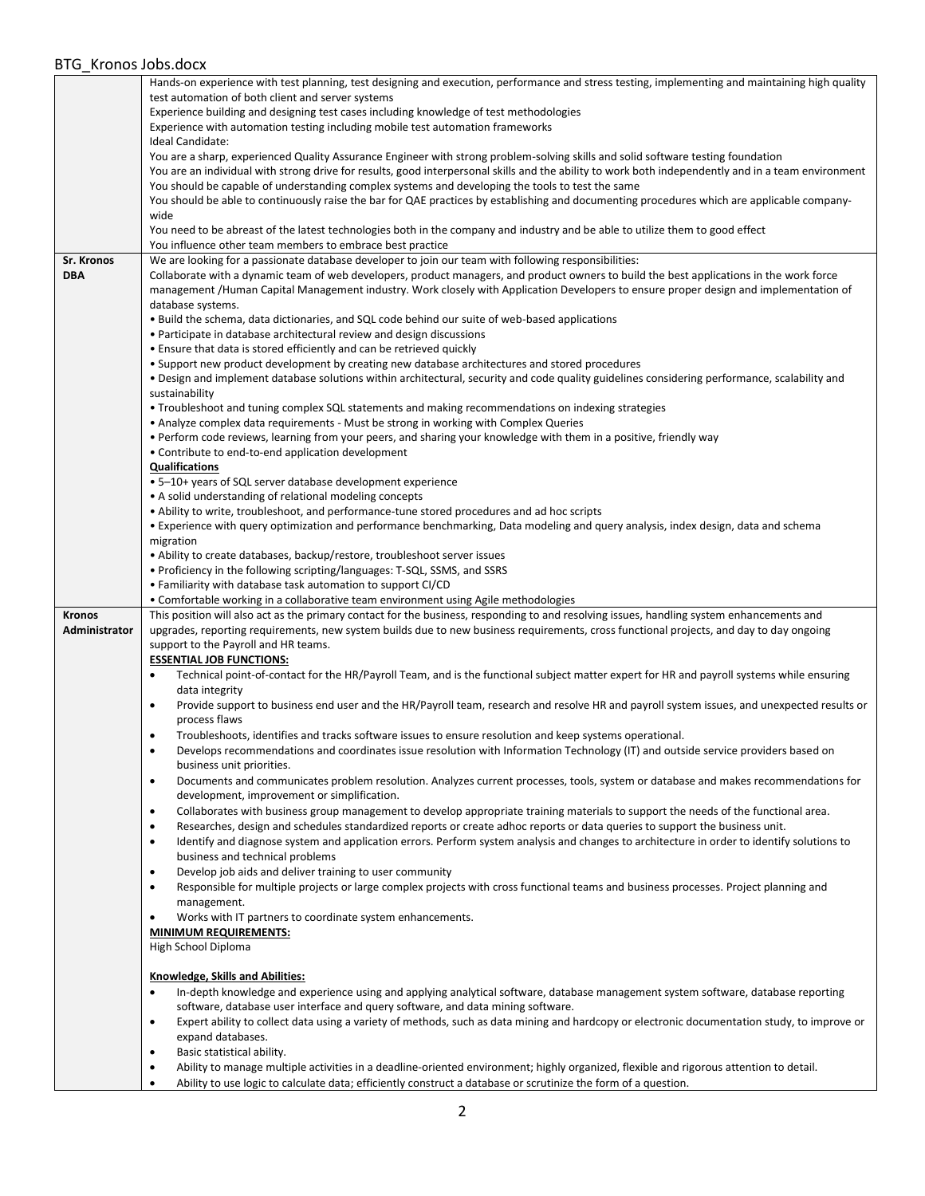| | |
|---|---|
| | Hands-on experience with test planning, test designing and execution, performance and stress testing, implementing and maintaining high quality test automation of both client and server systems<br>Experience building and designing test cases including knowledge of test methodologies<br>Experience with automation testing including mobile test automation frameworks<br>Ideal Candidate:<br>You are a sharp, experienced Quality Assurance Engineer with strong problem-solving skills and solid software testing foundation<br>You are an individual with strong drive for results, good interpersonal skills and the ability to work both independently and in a team environment<br>You should be capable of understanding complex systems and developing the tools to test the same<br>You should be able to continuously raise the bar for QAE practices by establishing and documenting procedures which are applicable company-wide<br>You need to be abreast of the latest technologies both in the company and industry and be able to utilize them to good effect<br>You influence other team members to embrace best practice |
| **Sr. Kronos DBA** | We are looking for a passionate database developer to join our team with following responsibilities:<br>Collaborate with a dynamic team of web developers, product managers, and product owners to build the best applications in the work force management /Human Capital Management industry. Work closely with Application Developers to ensure proper design and implementation of database systems.<br>• Build the schema, data dictionaries, and SQL code behind our suite of web-based applications<br>• Participate in database architectural review and design discussions<br>• Ensure that data is stored efficiently and can be retrieved quickly<br>• Support new product development by creating new database architectures and stored procedures<br>• Design and implement database solutions within architectural, security and code quality guidelines considering performance, scalability and sustainability<br>• Troubleshoot and tuning complex SQL statements and making recommendations on indexing strategies<br>• Analyze complex data requirements - Must be strong in working with Complex Queries<br>• Perform code reviews, learning from your peers, and sharing your knowledge with them in a positive, friendly way<br>• Contribute to end-to-end application development<br>**Qualifications**<br>• 5–10+ years of SQL server database development experience<br>• A solid understanding of relational modeling concepts<br>• Ability to write, troubleshoot, and performance-tune stored procedures and ad hoc scripts<br>• Experience with query optimization and performance benchmarking, Data modeling and query analysis, index design, data and schema migration<br>• Ability to create databases, backup/restore, troubleshoot server issues<br>• Proficiency in the following scripting/languages: T-SQL, SSMS, and SSRS<br>• Familiarity with database task automation to support CI/CD<br>• Comfortable working in a collaborative team environment using Agile methodologies |
| **Kronos Administrator** | This position will also act as the primary contact for the business, responding to and resolving issues, handling system enhancements and upgrades, reporting requirements, new system builds due to new business requirements, cross functional projects, and day to day ongoing support to the Payroll and HR teams.<br>**ESSENTIAL JOB FUNCTIONS:**<br>• Technical point-of-contact for the HR/Payroll Team, and is the functional subject matter expert for HR and payroll systems while ensuring data integrity<br>• Provide support to business end user and the HR/Payroll team, research and resolve HR and payroll system issues, and unexpected results or process flaws<br>• Troubleshoots, identifies and tracks software issues to ensure resolution and keep systems operational.<br>• Develops recommendations and coordinates issue resolution with Information Technology (IT) and outside service providers based on business unit priorities.<br>• Documents and communicates problem resolution. Analyzes current processes, tools, system or database and makes recommendations for development, improvement or simplification.<br>• Collaborates with business group management to develop appropriate training materials to support the needs of the functional area.<br>• Researches, design and schedules standardized reports or create adhoc reports or data queries to support the business unit.<br>• Identify and diagnose system and application errors. Perform system analysis and changes to architecture in order to identify solutions to business and technical problems<br>• Develop job aids and deliver training to user community<br>• Responsible for multiple projects or large complex projects with cross functional teams and business processes. Project planning and management.<br>• Works with IT partners to coordinate system enhancements.<br>**MINIMUM REQUIREMENTS:**<br>High School Diploma<br><br>**Knowledge, Skills and Abilities:**<br>• In-depth knowledge and experience using and applying analytical software, database management system software, database reporting software, database user interface and query software, and data mining software.<br>• Expert ability to collect data using a variety of methods, such as data mining and hardcopy or electronic documentation study, to improve or expand databases.<br>• Basic statistical ability.<br>• Ability to manage multiple activities in a deadline-oriented environment; highly organized, flexible and rigorous attention to detail.<br>• Ability to use logic to calculate data; efficiently construct a database or scrutinize the form of a question. |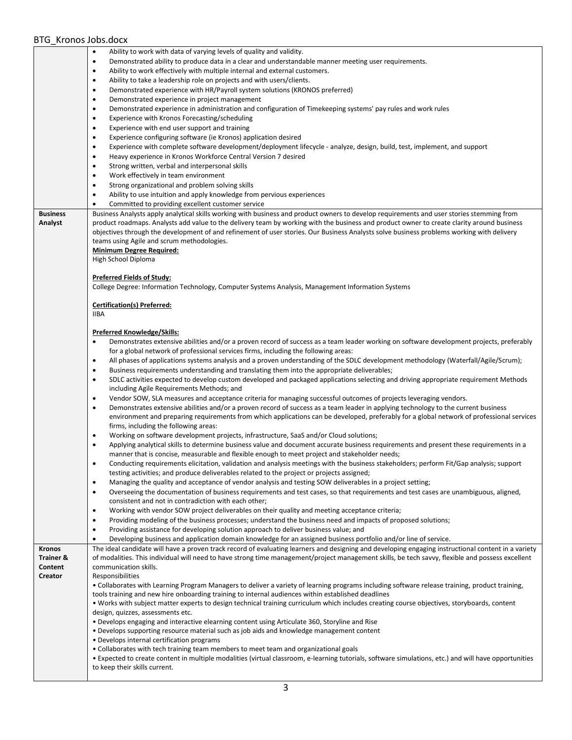| | |
|---|---|
| | • Ability to work with data of varying levels of quality and validity.<br>• Demonstrated ability to produce data in a clear and understandable manner meeting user requirements.<br>• Ability to work effectively with multiple internal and external customers.<br>• Ability to take a leadership role on projects and with users/clients.<br>• Demonstrated experience with HR/Payroll system solutions (KRONOS preferred)<br>• Demonstrated experience in project management<br>• Demonstrated experience in administration and configuration of Timekeeping systems' pay rules and work rules<br>• Experience with Kronos Forecasting/scheduling<br>• Experience with end user support and training<br>• Experience configuring software (ie Kronos) application desired<br>• Experience with complete software development/deployment lifecycle - analyze, design, build, test, implement, and support<br>• Heavy experience in Kronos Workforce Central Version 7 desired<br>• Strong written, verbal and interpersonal skills<br>• Work effectively in team environment<br>• Strong organizational and problem solving skills<br>• Ability to use intuition and apply knowledge from pervious experiences<br>• Committed to providing excellent customer service |
| **Business Analyst** | Business Analysts apply analytical skills working with business and product owners to develop requirements and user stories stemming from product roadmaps. Analysts add value to the delivery team by working with the business and product owner to create clarity around business objectives through the development of and refinement of user stories. Our Business Analysts solve business problems working with delivery teams using Agile and scrum methodologies.<br>**Minimum Degree Required:**<br>High School Diploma<br><br>**Preferred Fields of Study:**<br>College Degree: Information Technology, Computer Systems Analysis, Management Information Systems<br><br>**Certification(s) Preferred:**<br>IIBA<br><br>**Preferred Knowledge/Skills:**<br>• Demonstrates extensive abilities and/or a proven record of success as a team leader working on software development projects, preferably for a global network of professional services firms, including the following areas:<br>• All phases of applications systems analysis and a proven understanding of the SDLC development methodology (Waterfall/Agile/Scrum);<br>• Business requirements understanding and translating them into the appropriate deliverables;<br>• SDLC activities expected to develop custom developed and packaged applications selecting and driving appropriate requirement Methods including Agile Requirements Methods; and<br>• Vendor SOW, SLA measures and acceptance criteria for managing successful outcomes of projects leveraging vendors.<br>• Demonstrates extensive abilities and/or a proven record of success as a team leader in applying technology to the current business environment and preparing requirements from which applications can be developed, preferably for a global network of professional services firms, including the following areas:<br>• Working on software development projects, infrastructure, SaaS and/or Cloud solutions;<br>• Applying analytical skills to determine business value and document accurate business requirements and present these requirements in a manner that is concise, measurable and flexible enough to meet project and stakeholder needs;<br>• Conducting requirements elicitation, validation and analysis meetings with the business stakeholders; perform Fit/Gap analysis; support testing activities; and produce deliverables related to the project or projects assigned;<br>• Managing the quality and acceptance of vendor analysis and testing SOW deliverables in a project setting;<br>• Overseeing the documentation of business requirements and test cases, so that requirements and test cases are unambiguous, aligned, consistent and not in contradiction with each other;<br>• Working with vendor SOW project deliverables on their quality and meeting acceptance criteria;<br>• Providing modeling of the business processes; understand the business need and impacts of proposed solutions;<br>• Providing assistance for developing solution approach to deliver business value; and<br>• Developing business and application domain knowledge for an assigned business portfolio and/or line of service. |
| **Kronos Trainer & Content Creator** | The ideal candidate will have a proven track record of evaluating learners and designing and developing engaging instructional content in a variety of modalities. This individual will need to have strong time management/project management skills, be tech savvy, flexible and possess excellent communication skills.<br>Responsibilities<br>• Collaborates with Learning Program Managers to deliver a variety of learning programs including software release training, product training, tools training and new hire onboarding training to internal audiences within established deadlines<br>• Works with subject matter experts to design technical training curriculum which includes creating course objectives, storyboards, content design, quizzes, assessments etc.<br>• Develops engaging and interactive elearning content using Articulate 360, Storyline and Rise<br>• Develops supporting resource material such as job aids and knowledge management content<br>• Develops internal certification programs<br>• Collaborates with tech training team members to meet team and organizational goals<br>• Expected to create content in multiple modalities (virtual classroom, e-learning tutorials, software simulations, etc.) and will have opportunities to keep their skills current. |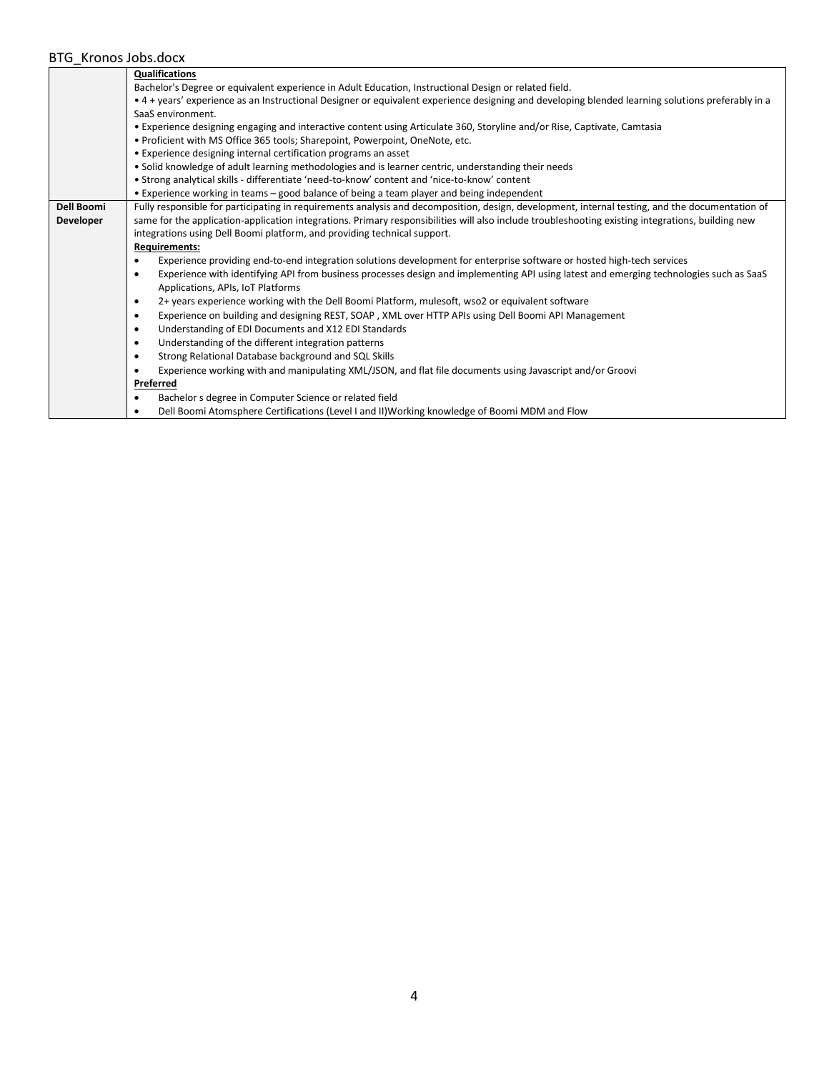| | |
|---|---|
| | **Qualifications**<br>Bachelor's Degree or equivalent experience in Adult Education, Instructional Design or related field.<br>• 4 + years' experience as an Instructional Designer or equivalent experience designing and developing blended learning solutions preferably in a SaaS environment.<br>• Experience designing engaging and interactive content using Articulate 360, Storyline and/or Rise, Captivate, Camtasia<br>• Proficient with MS Office 365 tools; Sharepoint, Powerpoint, OneNote, etc.<br>• Experience designing internal certification programs an asset<br>• Solid knowledge of adult learning methodologies and is learner centric, understanding their needs<br>• Strong analytical skills - differentiate 'need-to-know' content and 'nice-to-know' content<br>• Experience working in teams – good balance of being a team player and being independent |
| **Dell Boomi Developer** | Fully responsible for participating in requirements analysis and decomposition, design, development, internal testing, and the documentation of same for the application-application integrations. Primary responsibilities will also include troubleshooting existing integrations, building new integrations using Dell Boomi platform, and providing technical support.<br>**Requirements:**<br>• Experience providing end-to-end integration solutions development for enterprise software or hosted high-tech services<br>• Experience with identifying API from business processes design and implementing API using latest and emerging technologies such as SaaS Applications, APIs, IoT Platforms<br>• 2+ years experience working with the Dell Boomi Platform, mulesoft, wso2 or equivalent software<br>• Experience on building and designing REST, SOAP , XML over HTTP APIs using Dell Boomi API Management<br>• Understanding of EDI Documents and X12 EDI Standards<br>• Understanding of the different integration patterns<br>• Strong Relational Database background and SQL Skills<br>• Experience working with and manipulating XML/JSON, and flat file documents using Javascript and/or Groovi<br>**Preferred**<br>• Bachelor s degree in Computer Science or related field<br>• Dell Boomi Atomsphere Certifications (Level I and II)Working knowledge of Boomi MDM and Flow |